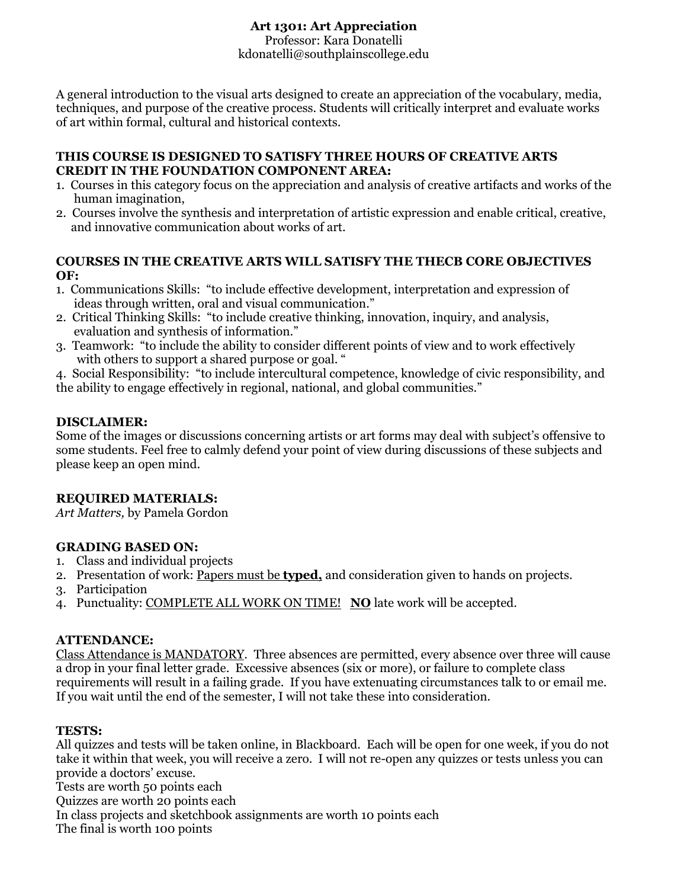**Art 1301: Art Appreciation**
Professor: Kara Donatelli
kdonatelli@southplainscollege.edu

A general introduction to the visual arts designed to create an appreciation of the vocabulary, media, techniques, and purpose of the creative process. Students will critically interpret and evaluate works of art within formal, cultural and historical contexts.

**THIS COURSE IS DESIGNED TO SATISFY THREE HOURS OF CREATIVE ARTS CREDIT IN THE FOUNDATION COMPONENT AREA:**

1. Courses in this category focus on the appreciation and analysis of creative artifacts and works of the human imagination,
2. Courses involve the synthesis and interpretation of artistic expression and enable critical, creative, and innovative communication about works of art.

**COURSES IN THE CREATIVE ARTS WILL SATISFY THE THECB CORE OBJECTIVES OF:**

1. Communications Skills: "to include effective development, interpretation and expression of ideas through written, oral and visual communication."
2. Critical Thinking Skills: "to include creative thinking, innovation, inquiry, and analysis, evaluation and synthesis of information."
3. Teamwork: "to include the ability to consider different points of view and to work effectively with others to support a shared purpose or goal. "
4. Social Responsibility: "to include intercultural competence, knowledge of civic responsibility, and the ability to engage effectively in regional, national, and global communities."

**DISCLAIMER:**
Some of the images or discussions concerning artists or art forms may deal with subject's offensive to some students. Feel free to calmly defend your point of view during discussions of these subjects and please keep an open mind.

**REQUIRED MATERIALS:**
*Art Matters,* by Pamela Gordon

**GRADING BASED ON:**

1. Class and individual projects
2. Presentation of work: <u>Papers must be **typed,**</u> and consideration given to hands on projects.
3. Participation
4. Punctuality: <u>COMPLETE ALL WORK ON TIME!</u> <u>**NO**</u> late work will be accepted.

**ATTENDANCE:**
<u>Class Attendance is MANDATORY</u>. Three absences are permitted, every absence over three will cause a drop in your final letter grade. Excessive absences (six or more), or failure to complete class requirements will result in a failing grade. If you have extenuating circumstances talk to or email me. If you wait until the end of the semester, I will not take these into consideration.

**TESTS:**
All quizzes and tests will be taken online, in Blackboard. Each will be open for one week, if you do not take it within that week, you will receive a zero. I will not re-open any quizzes or tests unless you can provide a doctors' excuse.
Tests are worth 50 points each
Quizzes are worth 20 points each
In class projects and sketchbook assignments are worth 10 points each
The final is worth 100 points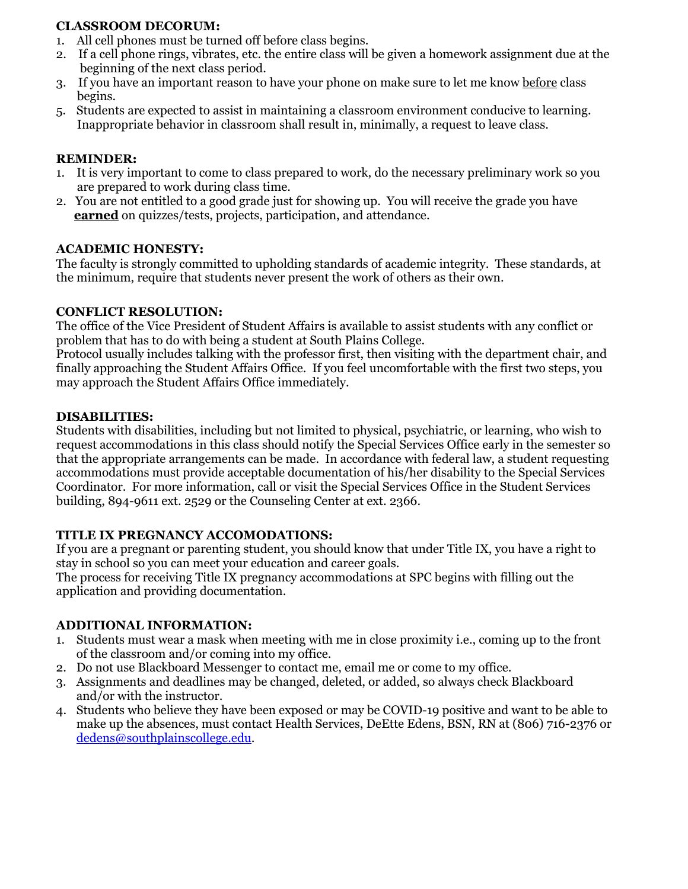**CLASSROOM DECORUM:**

1. All cell phones must be turned off before class begins.
2. If a cell phone rings, vibrates, etc. the entire class will be given a homework assignment due at the beginning of the next class period.
3. If you have an important reason to have your phone on make sure to let me know <u>before</u> class begins.
5. Students are expected to assist in maintaining a classroom environment conducive to learning. Inappropriate behavior in classroom shall result in, minimally, a request to leave class.

**REMINDER:**

1. It is very important to come to class prepared to work, do the necessary preliminary work so you are prepared to work during class time.
2. You are not entitled to a good grade just for showing up. You will receive the grade you have **<u>earned</u>** on quizzes/tests, projects, participation, and attendance.

**ACADEMIC HONESTY:**

The faculty is strongly committed to upholding standards of academic integrity. These standards, at the minimum, require that students never present the work of others as their own.

**CONFLICT RESOLUTION:**

The office of the Vice President of Student Affairs is available to assist students with any conflict or problem that has to do with being a student at South Plains College.
Protocol usually includes talking with the professor first, then visiting with the department chair, and finally approaching the Student Affairs Office. If you feel uncomfortable with the first two steps, you may approach the Student Affairs Office immediately.

**DISABILITIES:**

Students with disabilities, including but not limited to physical, psychiatric, or learning, who wish to request accommodations in this class should notify the Special Services Office early in the semester so that the appropriate arrangements can be made. In accordance with federal law, a student requesting accommodations must provide acceptable documentation of his/her disability to the Special Services Coordinator. For more information, call or visit the Special Services Office in the Student Services building, 894-9611 ext. 2529 or the Counseling Center at ext. 2366.

**TITLE IX PREGNANCY ACCOMODATIONS:**

If you are a pregnant or parenting student, you should know that under Title IX, you have a right to stay in school so you can meet your education and career goals.
The process for receiving Title IX pregnancy accommodations at SPC begins with filling out the application and providing documentation.

**ADDITIONAL INFORMATION:**

1. Students must wear a mask when meeting with me in close proximity i.e., coming up to the front of the classroom and/or coming into my office.
2. Do not use Blackboard Messenger to contact me, email me or come to my office.
3. Assignments and deadlines may be changed, deleted, or added, so always check Blackboard and/or with the instructor.
4. Students who believe they have been exposed or may be COVID-19 positive and want to be able to make up the absences, must contact Health Services, DeEtte Edens, BSN, RN at (806) 716-2376 or dedens@southplainscollege.edu.